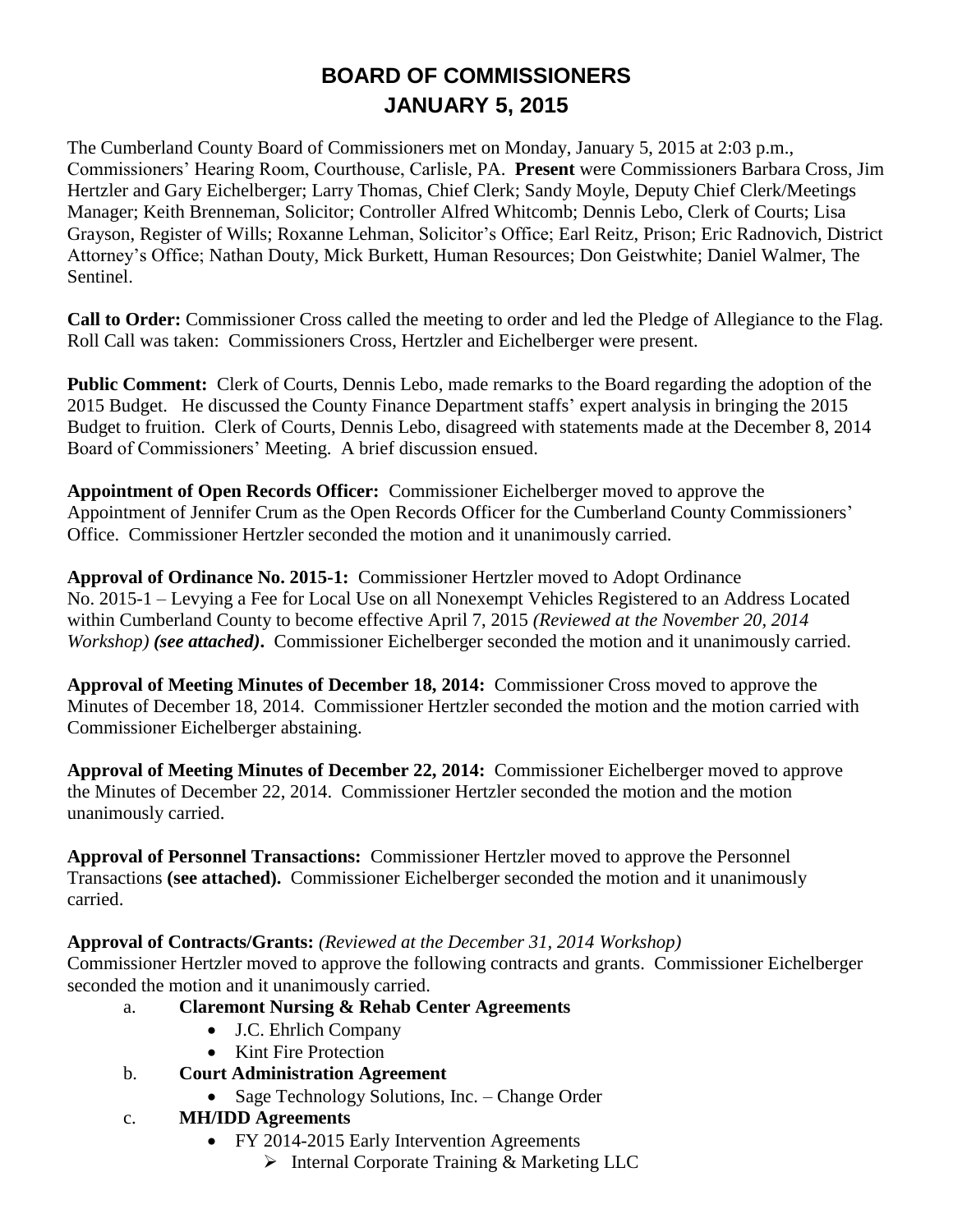# BOARD OF COMMISSIONERS
# JANUARY 5, 2015

The Cumberland County Board of Commissioners met on Monday, January 5, 2015 at 2:03 p.m., Commissioners' Hearing Room, Courthouse, Carlisle, PA. **Present** were Commissioners Barbara Cross, Jim Hertzler and Gary Eichelberger; Larry Thomas, Chief Clerk; Sandy Moyle, Deputy Chief Clerk/Meetings Manager; Keith Brenneman, Solicitor; Controller Alfred Whitcomb; Dennis Lebo, Clerk of Courts; Lisa Grayson, Register of Wills; Roxanne Lehman, Solicitor's Office; Earl Reitz, Prison; Eric Radnovich, District Attorney's Office; Nathan Douty, Mick Burkett, Human Resources; Don Geistwhite; Daniel Walmer, The Sentinel.

**Call to Order:** Commissioner Cross called the meeting to order and led the Pledge of Allegiance to the Flag. Roll Call was taken: Commissioners Cross, Hertzler and Eichelberger were present.

**Public Comment:** Clerk of Courts, Dennis Lebo, made remarks to the Board regarding the adoption of the 2015 Budget. He discussed the County Finance Department staffs' expert analysis in bringing the 2015 Budget to fruition. Clerk of Courts, Dennis Lebo, disagreed with statements made at the December 8, 2014 Board of Commissioners' Meeting. A brief discussion ensued.

**Appointment of Open Records Officer:** Commissioner Eichelberger moved to approve the Appointment of Jennifer Crum as the Open Records Officer for the Cumberland County Commissioners' Office. Commissioner Hertzler seconded the motion and it unanimously carried.

**Approval of Ordinance No. 2015-1:** Commissioner Hertzler moved to Adopt Ordinance No. 2015-1 – Levying a Fee for Local Use on all Nonexempt Vehicles Registered to an Address Located within Cumberland County to become effective April 7, 2015 *(Reviewed at the November 20, 2014 Workshop)* ***(see attached)***. Commissioner Eichelberger seconded the motion and it unanimously carried.

**Approval of Meeting Minutes of December 18, 2014:** Commissioner Cross moved to approve the Minutes of December 18, 2014. Commissioner Hertzler seconded the motion and the motion carried with Commissioner Eichelberger abstaining.

**Approval of Meeting Minutes of December 22, 2014:** Commissioner Eichelberger moved to approve the Minutes of December 22, 2014. Commissioner Hertzler seconded the motion and the motion unanimously carried.

**Approval of Personnel Transactions:** Commissioner Hertzler moved to approve the Personnel Transactions **(see attached).** Commissioner Eichelberger seconded the motion and it unanimously carried.

**Approval of Contracts/Grants:** *(Reviewed at the December 31, 2014 Workshop)*
Commissioner Hertzler moved to approve the following contracts and grants. Commissioner Eichelberger seconded the motion and it unanimously carried.

a. **Claremont Nursing & Rehab Center Agreements**
   - J.C. Ehrlich Company
   - Kint Fire Protection

b. **Court Administration Agreement**
   - Sage Technology Solutions, Inc. – Change Order

c. **MH/IDD Agreements**
   - FY 2014-2015 Early Intervention Agreements
     - Internal Corporate Training & Marketing LLC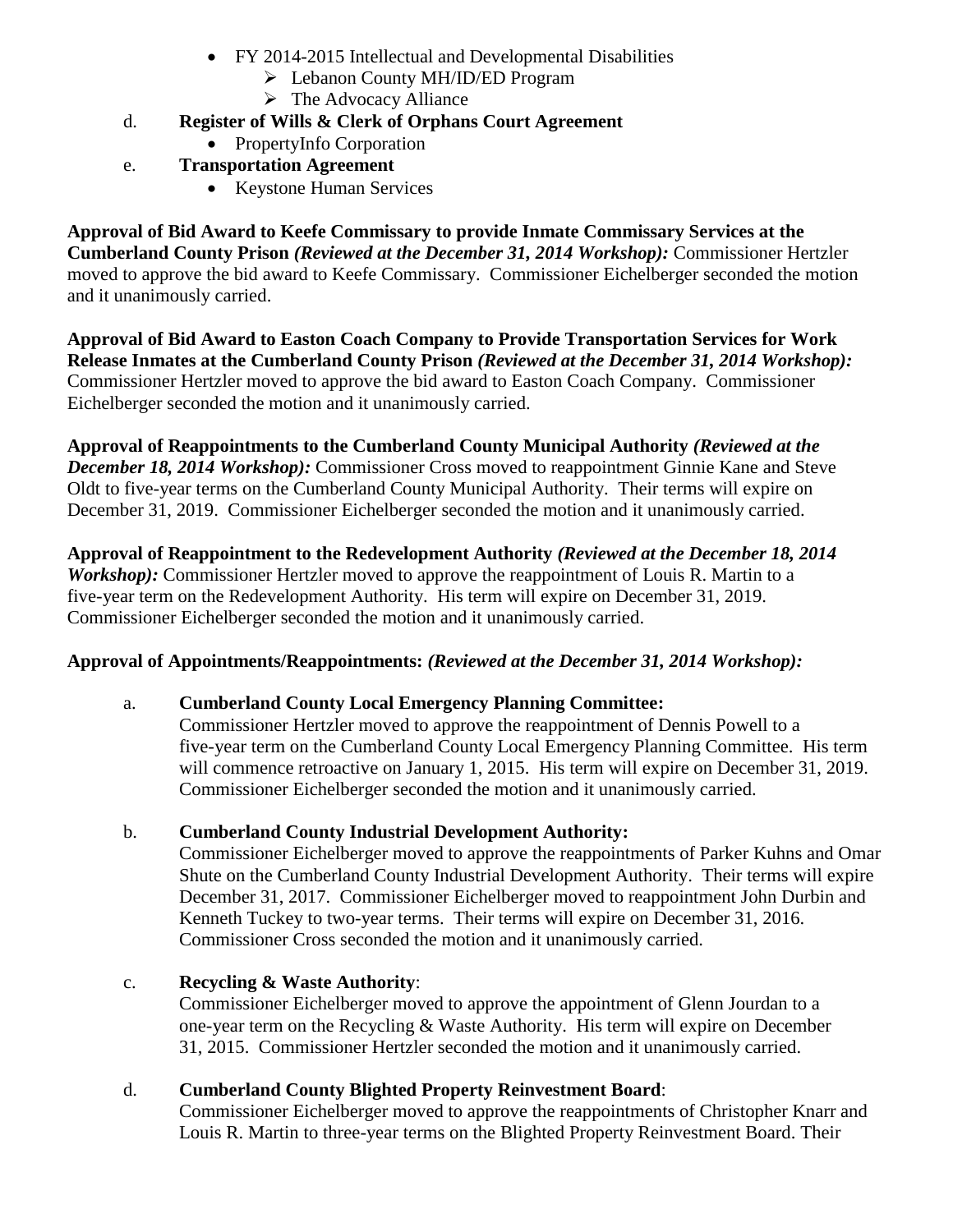- FY 2014-2015 Intellectual and Developmental Disabilities
  - Lebanon County MH/ID/ED Program
  - The Advocacy Alliance

d. **Register of Wills & Clerk of Orphans Court Agreement**
- PropertyInfo Corporation

e. **Transportation Agreement**
- Keystone Human Services

**Approval of Bid Award to Keefe Commissary to provide Inmate Commissary Services at the Cumberland County Prison** ***(Reviewed at the December 31, 2014 Workshop):*** Commissioner Hertzler moved to approve the bid award to Keefe Commissary. Commissioner Eichelberger seconded the motion and it unanimously carried.

**Approval of Bid Award to Easton Coach Company to Provide Transportation Services for Work Release Inmates at the Cumberland County Prison** ***(Reviewed at the December 31, 2014 Workshop):*** Commissioner Hertzler moved to approve the bid award to Easton Coach Company. Commissioner Eichelberger seconded the motion and it unanimously carried.

**Approval of Reappointments to the Cumberland County Municipal Authority** ***(Reviewed at the December 18, 2014 Workshop):*** Commissioner Cross moved to reappointment Ginnie Kane and Steve Oldt to five-year terms on the Cumberland County Municipal Authority. Their terms will expire on December 31, 2019. Commissioner Eichelberger seconded the motion and it unanimously carried.

**Approval of Reappointment to the Redevelopment Authority** ***(Reviewed at the December 18, 2014 Workshop):*** Commissioner Hertzler moved to approve the reappointment of Louis R. Martin to a five-year term on the Redevelopment Authority. His term will expire on December 31, 2019. Commissioner Eichelberger seconded the motion and it unanimously carried.

**Approval of Appointments/Reappointments:** ***(Reviewed at the December 31, 2014 Workshop):***

a. **Cumberland County Local Emergency Planning Committee:**
Commissioner Hertzler moved to approve the reappointment of Dennis Powell to a five-year term on the Cumberland County Local Emergency Planning Committee. His term will commence retroactive on January 1, 2015. His term will expire on December 31, 2019. Commissioner Eichelberger seconded the motion and it unanimously carried.

b. **Cumberland County Industrial Development Authority:**
Commissioner Eichelberger moved to approve the reappointments of Parker Kuhns and Omar Shute on the Cumberland County Industrial Development Authority. Their terms will expire December 31, 2017. Commissioner Eichelberger moved to reappointment John Durbin and Kenneth Tuckey to two-year terms. Their terms will expire on December 31, 2016. Commissioner Cross seconded the motion and it unanimously carried.

c. **Recycling & Waste Authority**:
Commissioner Eichelberger moved to approve the appointment of Glenn Jourdan to a one-year term on the Recycling & Waste Authority. His term will expire on December 31, 2015. Commissioner Hertzler seconded the motion and it unanimously carried.

d. **Cumberland County Blighted Property Reinvestment Board**:
Commissioner Eichelberger moved to approve the reappointments of Christopher Knarr and Louis R. Martin to three-year terms on the Blighted Property Reinvestment Board. Their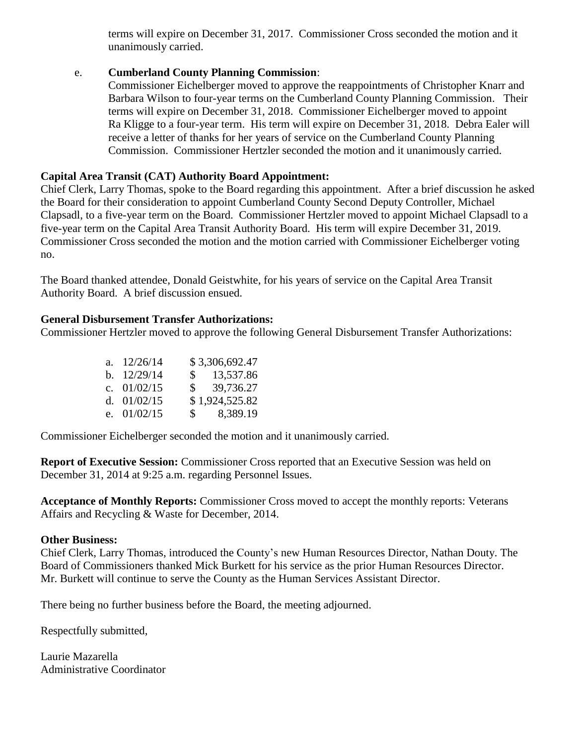terms will expire on December 31, 2017. Commissioner Cross seconded the motion and it unanimously carried.

e. **Cumberland County Planning Commission**:
Commissioner Eichelberger moved to approve the reappointments of Christopher Knarr and Barbara Wilson to four-year terms on the Cumberland County Planning Commission. Their terms will expire on December 31, 2018. Commissioner Eichelberger moved to appoint Ra Kligge to a four-year term. His term will expire on December 31, 2018. Debra Ealer will receive a letter of thanks for her years of service on the Cumberland County Planning Commission. Commissioner Hertzler seconded the motion and it unanimously carried.

**Capital Area Transit (CAT) Authority Board Appointment:**
Chief Clerk, Larry Thomas, spoke to the Board regarding this appointment. After a brief discussion he asked the Board for their consideration to appoint Cumberland County Second Deputy Controller, Michael Clapsadl, to a five-year term on the Board. Commissioner Hertzler moved to appoint Michael Clapsadl to a five-year term on the Capital Area Transit Authority Board. His term will expire December 31, 2019. Commissioner Cross seconded the motion and the motion carried with Commissioner Eichelberger voting no.

The Board thanked attendee, Donald Geistwhite, for his years of service on the Capital Area Transit Authority Board. A brief discussion ensued.

**General Disbursement Transfer Authorizations:**
Commissioner Hertzler moved to approve the following General Disbursement Transfer Authorizations:

| | |
|---|---|
| a. 12/26/14 | $ 3,306,692.47 |
| b. 12/29/14 | $ 13,537.86 |
| c. 01/02/15 | $ 39,736.27 |
| d. 01/02/15 | $ 1,924,525.82 |
| e. 01/02/15 | $ 8,389.19 |

Commissioner Eichelberger seconded the motion and it unanimously carried.

**Report of Executive Session:** Commissioner Cross reported that an Executive Session was held on December 31, 2014 at 9:25 a.m. regarding Personnel Issues.

**Acceptance of Monthly Reports:** Commissioner Cross moved to accept the monthly reports: Veterans Affairs and Recycling & Waste for December, 2014.

**Other Business:**
Chief Clerk, Larry Thomas, introduced the County's new Human Resources Director, Nathan Douty. The Board of Commissioners thanked Mick Burkett for his service as the prior Human Resources Director. Mr. Burkett will continue to serve the County as the Human Services Assistant Director.

There being no further business before the Board, the meeting adjourned.

Respectfully submitted,

Laurie Mazarella
Administrative Coordinator